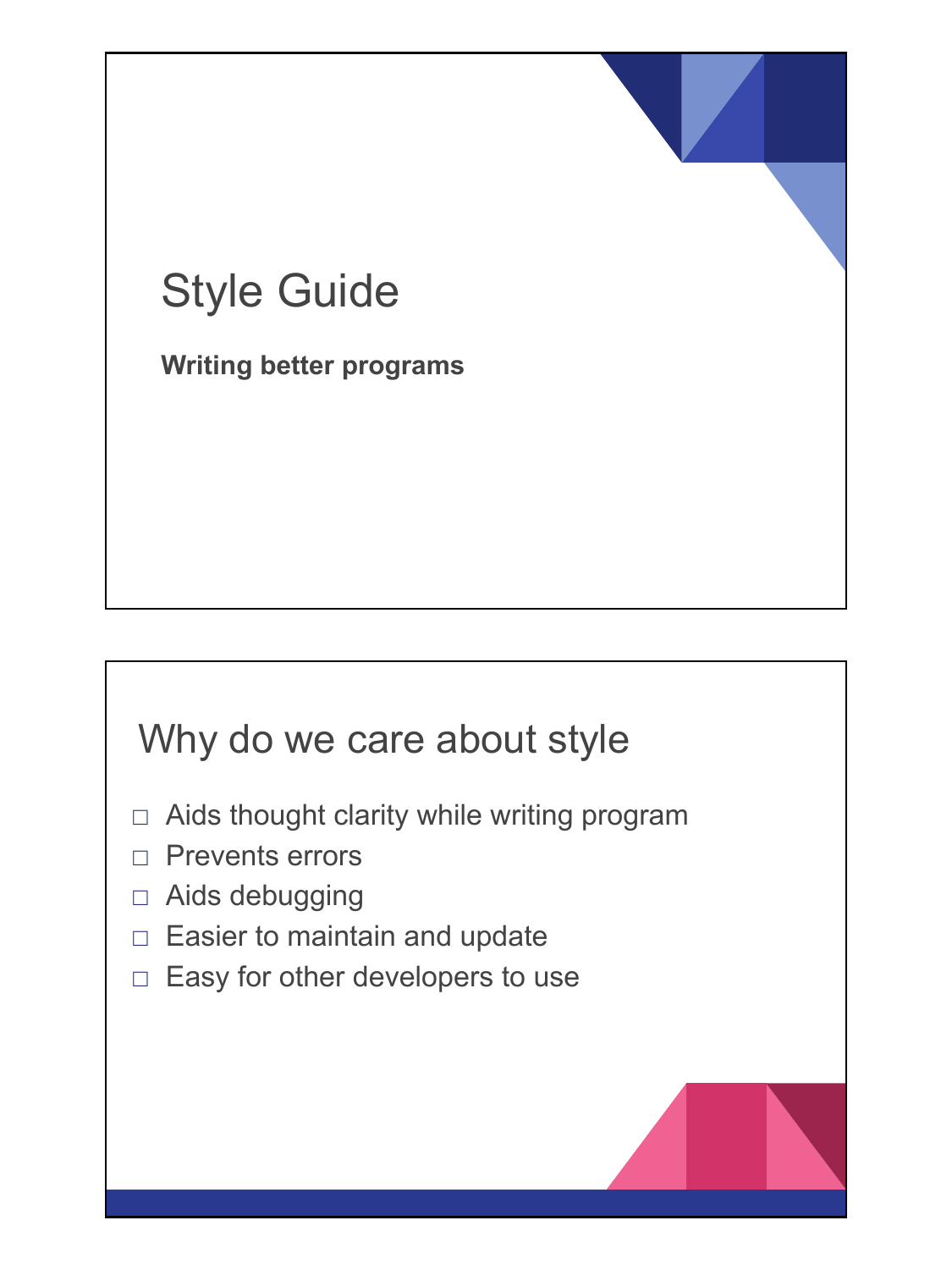# Style Guide

**Writing better programs**

## Why do we care about style

- Aids thought clarity while writing program
- Prevents errors
- Aids debugging
- Easier to maintain and update
- Easy for other developers to use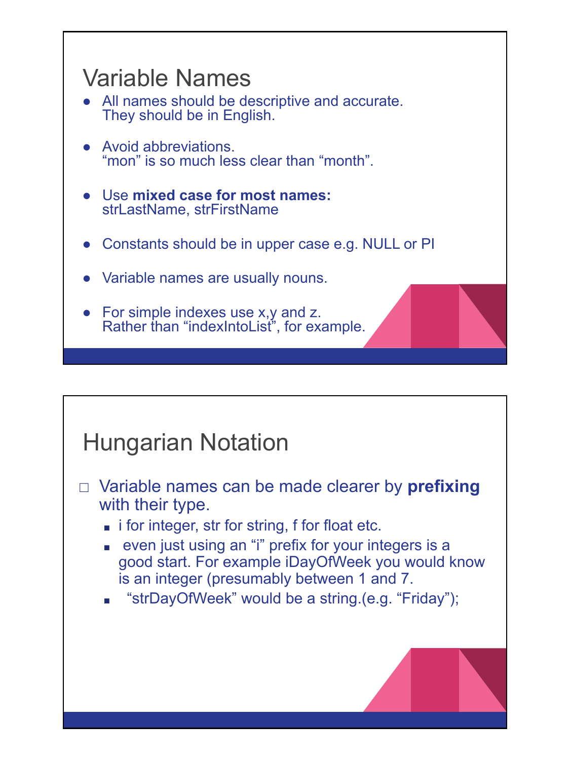## Variable Names

- All names should be descriptive and accurate.
  They should be in English.
- Avoid abbreviations.
  “mon” is so much less clear than “month”.
- Use **mixed case for most names:**
  strLastName, strFirstName
- Constants should be in upper case e.g. NULL or PI
- Variable names are usually nouns.
- For simple indexes use x,y and z.
  Rather than “indexIntoList”, for example.

## Hungarian Notation

- Variable names can be made clearer by **prefixing** with their type.
  - i for integer, str for string, f for float etc.
  - even just using an “i” prefix for your integers is a good start. For example iDayOfWeek you would know is an integer (presumably between 1 and 7.
  - “strDayOfWeek” would be a string.(e.g. “Friday”);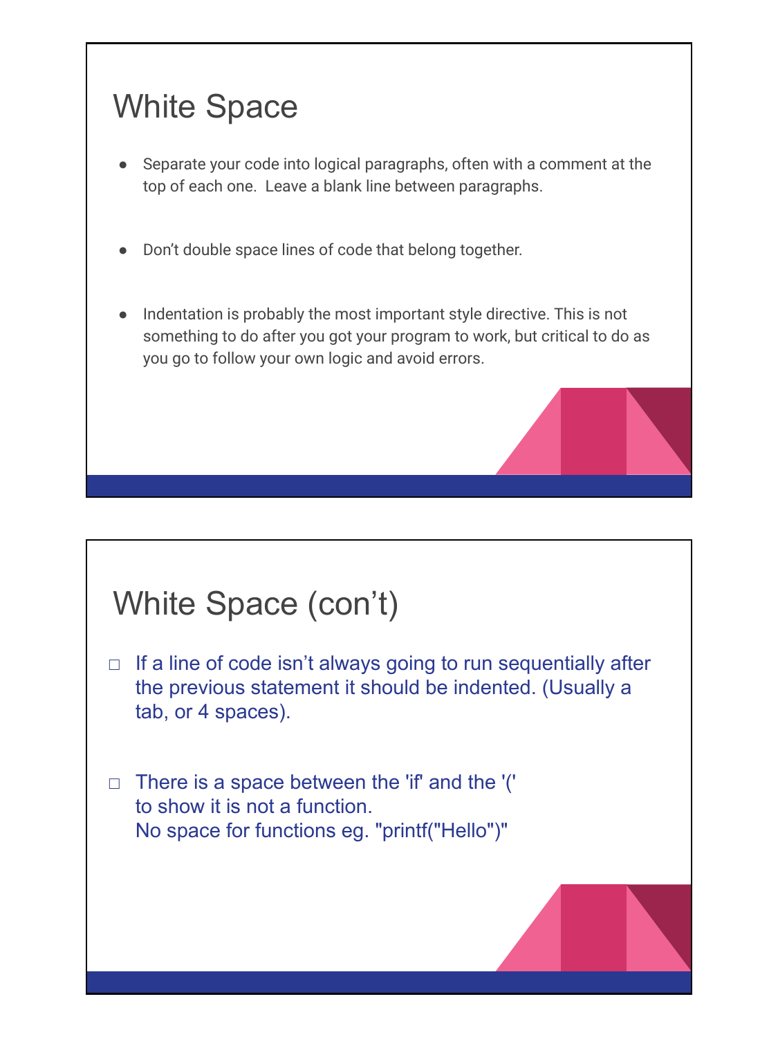# White Space

- Separate your code into logical paragraphs, often with a comment at the top of each one. Leave a blank line between paragraphs.
- Don't double space lines of code that belong together.
- Indentation is probably the most important style directive. This is not something to do after you got your program to work, but critical to do as you go to follow your own logic and avoid errors.

# White Space (con't)

- If a line of code isn't always going to run sequentially after the previous statement it should be indented. (Usually a tab, or 4 spaces).
- There is a space between the 'if' and the '(' to show it is not a function.
  No space for functions eg. "printf("Hello")"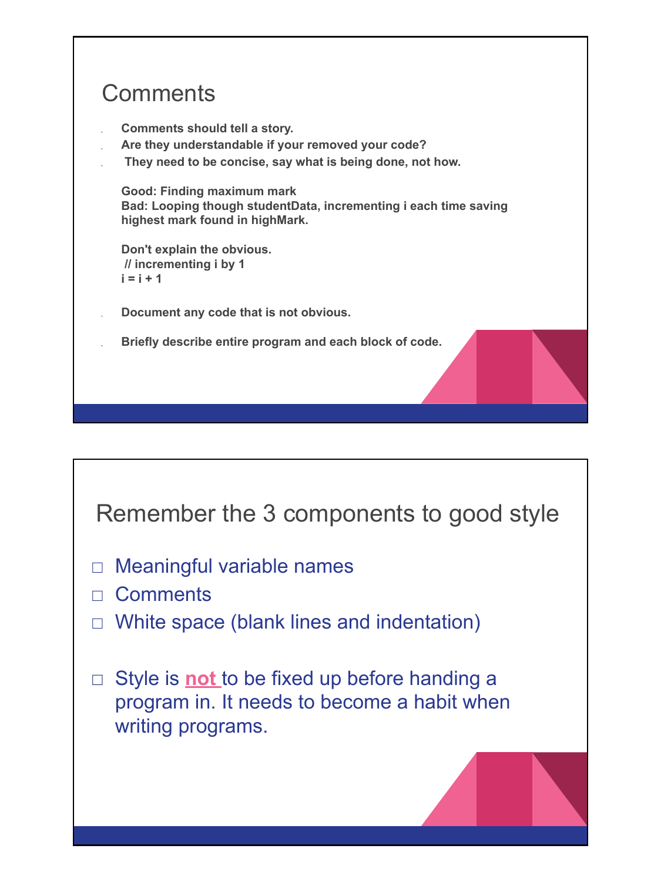## Comments

- **Comments should tell a story.**
- **Are they understandable if your removed your code?**
- **They need to be concise, say what is being done, not how.**

  **Good: Finding maximum mark**
  **Bad: Looping though studentData, incrementing i each time saving highest mark found in highMark.**

  **Don't explain the obvious.**

  ```
  // incrementing i by 1
  i = i + 1
  ```

- **Document any code that is not obvious.**
- **Briefly describe entire program and each block of code.**

## Remember the 3 components to good style

- Meaningful variable names
- Comments
- White space (blank lines and indentation)

- Style is **not** to be fixed up before handing a program in. It needs to become a habit when writing programs.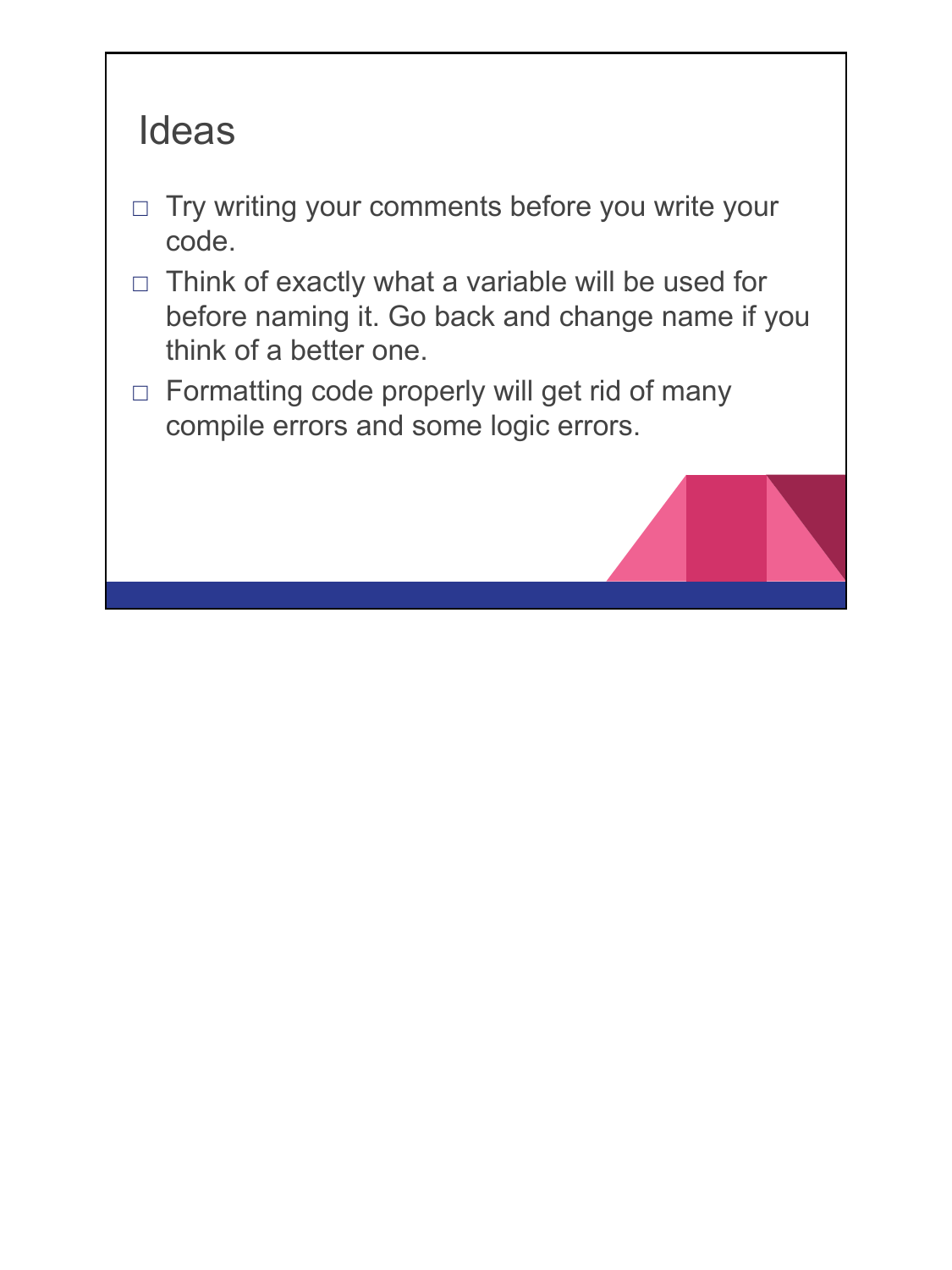# Ideas

- Try writing your comments before you write your code.
- Think of exactly what a variable will be used for before naming it. Go back and change name if you think of a better one.
- Formatting code properly will get rid of many compile errors and some logic errors.